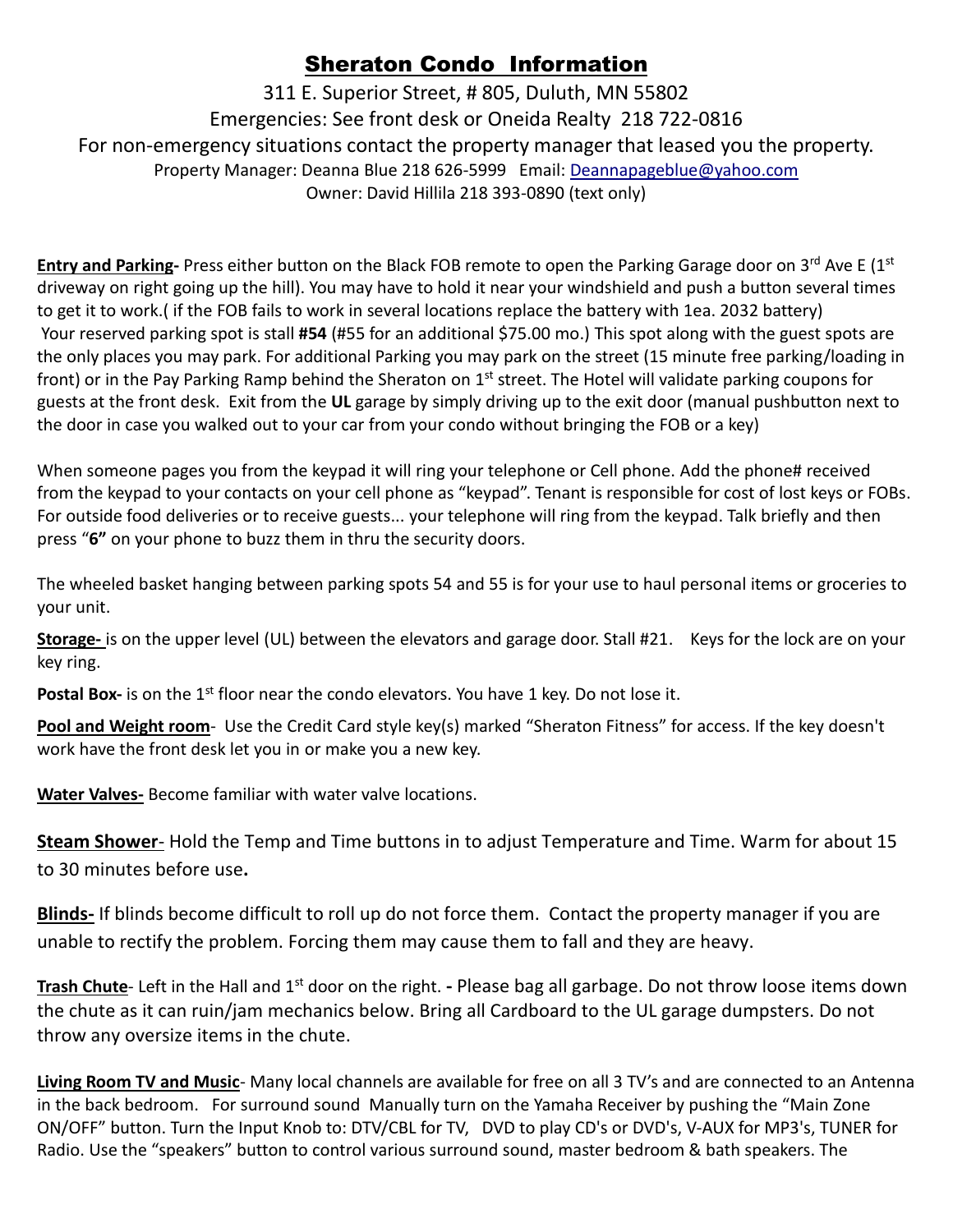# Sheraton Condo Information

311 E. Superior Street, # 805, Duluth, MN 55802

Emergencies: See front desk or Oneida Realty 218 722-0816

For non-emergency situations contact the property manager that leased you the property.

Property Manager: Deanna Blue 218 626-5999 Email: Deannapageblue@yahoo.com

Owner: David Hillila 218 393-0890 (text only)

**Entry and Parking-** Press either button on the Black FOB remote to open the Parking Garage door on 3rd Ave E (1st driveway on right going up the hill). You may have to hold it near your windshield and push a button several times to get it to work.( if the FOB fails to work in several locations replace the battery with 1ea. 2032 battery) Your reserved parking spot is stall **#54** (#55 for an additional $75.00 mo.) This spot along with the guest spots are the only places you may park. For additional Parking you may park on the street (15 minute free parking/loading in front) or in the Pay Parking Ramp behind the Sheraton on 1st street. The Hotel will validate parking coupons for guests at the front desk. Exit from the **UL** garage by simply driving up to the exit door (manual pushbutton next to the door in case you walked out to your car from your condo without bringing the FOB or a key)

When someone pages you from the keypad it will ring your telephone or Cell phone. Add the phone# received from the keypad to your contacts on your cell phone as "keypad". Tenant is responsible for cost of lost keys or FOBs. For outside food deliveries or to receive guests... your telephone will ring from the keypad. Talk briefly and then press "**6"** on your phone to buzz them in thru the security doors.

The wheeled basket hanging between parking spots 54 and 55 is for your use to haul personal items or groceries to your unit.

**Storage-** is on the upper level (UL) between the elevators and garage door. Stall #21. Keys for the lock are on your key ring.

**Postal Box-** is on the 1st floor near the condo elevators. You have 1 key. Do not lose it.

**Pool and Weight room**- Use the Credit Card style key(s) marked "Sheraton Fitness" for access. If the key doesn't work have the front desk let you in or make you a new key.

**Water Valves-** Become familiar with water valve locations.

**Steam Shower**- Hold the Temp and Time buttons in to adjust Temperature and Time. Warm for about 15 to 30 minutes before use**.**

**Blinds-** If blinds become difficult to roll up do not force them. Contact the property manager if you are unable to rectify the problem. Forcing them may cause them to fall and they are heavy.

**Trash Chute**- Left in the Hall and 1st door on the right. **-** Please bag all garbage. Do not throw loose items down the chute as it can ruin/jam mechanics below. Bring all Cardboard to the UL garage dumpsters. Do not throw any oversize items in the chute.

**Living Room TV and Music**- Many local channels are available for free on all 3 TV's and are connected to an Antenna in the back bedroom. For surround sound Manually turn on the Yamaha Receiver by pushing the "Main Zone ON/OFF" button. Turn the Input Knob to: DTV/CBL for TV, DVD to play CD's or DVD's, V-AUX for MP3's, TUNER for Radio. Use the "speakers" button to control various surround sound, master bedroom & bath speakers. The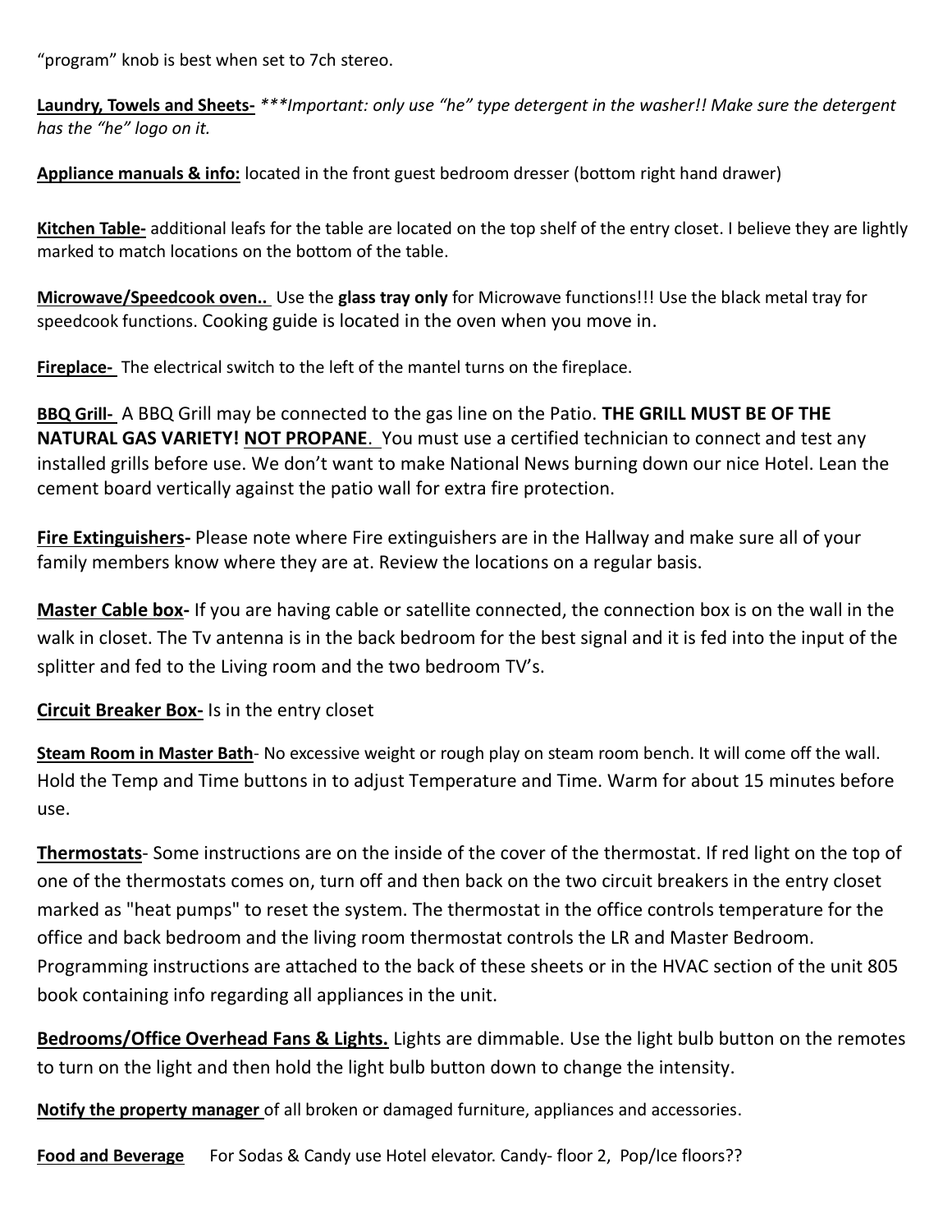"program" knob is best when set to 7ch stereo.

**Laundry, Towels and Sheets-** *\*\*\*Important: only use "he" type detergent in the washer!! Make sure the detergent has the "he" logo on it.*

**Appliance manuals & info:** located in the front guest bedroom dresser (bottom right hand drawer)

**Kitchen Table-** additional leafs for the table are located on the top shelf of the entry closet. I believe they are lightly marked to match locations on the bottom of the table.

**Microwave/Speedcook oven..** Use the **glass tray only** for Microwave functions!!! Use the black metal tray for speedcook functions. Cooking guide is located in the oven when you move in.

**Fireplace-** The electrical switch to the left of the mantel turns on the fireplace.

**BBQ Grill-** A BBQ Grill may be connected to the gas line on the Patio. **THE GRILL MUST BE OF THE NATURAL GAS VARIETY! NOT PROPANE**. You must use a certified technician to connect and test any installed grills before use. We don't want to make National News burning down our nice Hotel. Lean the cement board vertically against the patio wall for extra fire protection.

**Fire Extinguishers-** Please note where Fire extinguishers are in the Hallway and make sure all of your family members know where they are at. Review the locations on a regular basis.

**Master Cable box-** If you are having cable or satellite connected, the connection box is on the wall in the walk in closet. The Tv antenna is in the back bedroom for the best signal and it is fed into the input of the splitter and fed to the Living room and the two bedroom TV's.

**Circuit Breaker Box-** Is in the entry closet

**Steam Room in Master Bath**- No excessive weight or rough play on steam room bench. It will come off the wall. Hold the Temp and Time buttons in to adjust Temperature and Time. Warm for about 15 minutes before use.

**Thermostats**- Some instructions are on the inside of the cover of the thermostat. If red light on the top of one of the thermostats comes on, turn off and then back on the two circuit breakers in the entry closet marked as "heat pumps" to reset the system. The thermostat in the office controls temperature for the office and back bedroom and the living room thermostat controls the LR and Master Bedroom. Programming instructions are attached to the back of these sheets or in the HVAC section of the unit 805 book containing info regarding all appliances in the unit.

**Bedrooms/Office Overhead Fans & Lights.** Lights are dimmable. Use the light bulb button on the remotes to turn on the light and then hold the light bulb button down to change the intensity.

**Notify the property manager** of all broken or damaged furniture, appliances and accessories.

**Food and Beverage** For Sodas & Candy use Hotel elevator. Candy- floor 2, Pop/Ice floors??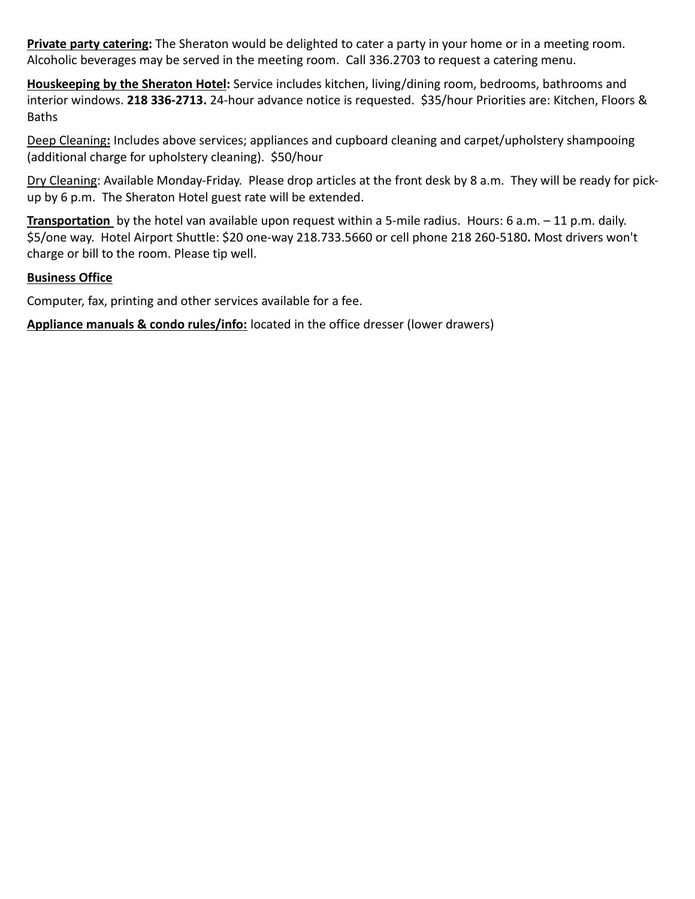**Private party catering:** The Sheraton would be delighted to cater a party in your home or in a meeting room. Alcoholic beverages may be served in the meeting room. Call 336.2703 to request a catering menu.

**Houskeeping by the Sheraton Hotel:** Service includes kitchen, living/dining room, bedrooms, bathrooms and interior windows. **218 336-2713.** 24-hour advance notice is requested. $35/hour Priorities are: Kitchen, Floors & Baths

Deep Cleaning**:** Includes above services; appliances and cupboard cleaning and carpet/upholstery shampooing (additional charge for upholstery cleaning). $50/hour

Dry Cleaning: Available Monday-Friday. Please drop articles at the front desk by 8 a.m. They will be ready for pick-up by 6 p.m. The Sheraton Hotel guest rate will be extended.

**Transportation** by the hotel van available upon request within a 5-mile radius. Hours: 6 a.m. – 11 p.m. daily. $5/one way. Hotel Airport Shuttle: $20 one-way 218.733.5660 or cell phone 218 260-5180**.** Most drivers won't charge or bill to the room. Please tip well.

**Business Office**

Computer, fax, printing and other services available for a fee.

**Appliance manuals & condo rules/info:** located in the office dresser (lower drawers)